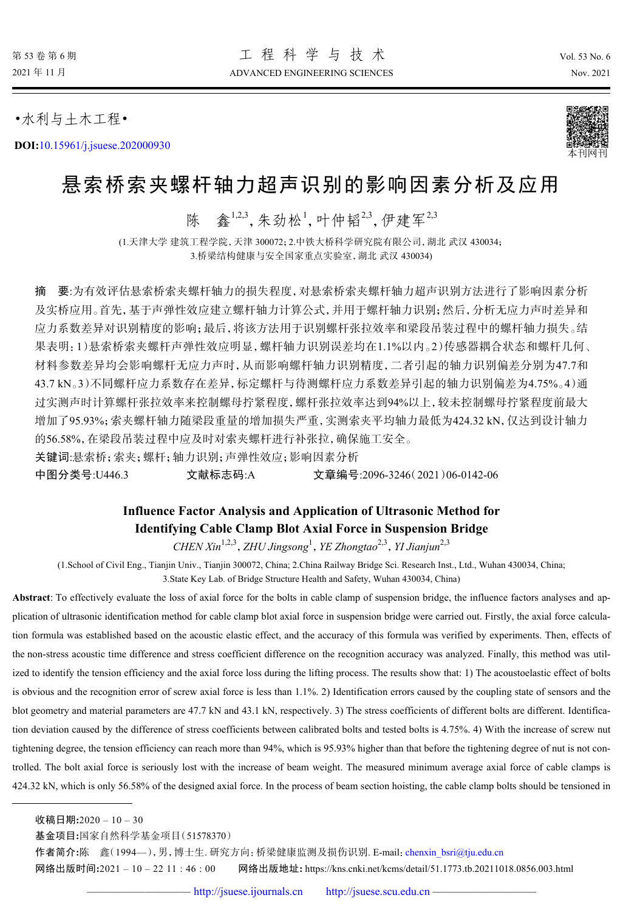•水利与土木工程•

**DOI:**10.15961/j.jsuese.202000930

# 悬索桥索夹螺杆轴力超声识别的影响因素分析及应用

陈　鑫[1,2,3], 朱劲松[1], 叶仲韬[2,3], 伊建军[2,3]

(1.天津大学 建筑工程学院, 天津 300072; 2.中铁大桥科学研究院有限公司, 湖北 武汉 430034;
3.桥梁结构健康与安全国家重点实验室, 湖北 武汉 430034)

**摘　要**:为有效评估悬索桥索夹螺杆轴力的损失程度, 对悬索桥索夹螺杆轴力超声识别方法进行了影响因素分析及实桥应用。首先, 基于声弹性效应建立螺杆轴力计算公式, 并用于螺杆轴力识别; 然后, 分析无应力声时差异和应力系数差异对识别精度的影响; 最后, 将该方法用于识别螺杆张拉效率和梁段吊装过程中的螺杆轴力损失。结果表明: 1) 悬索桥索夹螺杆声弹性效应明显, 螺杆轴力识别误差均在1.1%以内。2) 传感器耦合状态和螺杆几何、材料参数差异均会影响螺杆无应力声时, 从而影响螺杆轴力识别精度, 二者引起的轴力识别偏差分别为47.7和43.7 kN。3) 不同螺杆应力系数存在差异, 标定螺杆与待测螺杆应力系数差异引起的轴力识别偏差为4.75%。4) 通过实测声时计算螺杆张拉效率来控制螺母拧紧程度, 螺杆张拉效率达到94%以上, 较未控制螺母拧紧程度前最大增加了95.93%; 索夹螺杆轴力随梁段重量的增加损失严重, 实测索夹平均轴力最低为424.32 kN, 仅达到设计轴力的56.58%, 在梁段吊装过程中应及时对索夹螺杆进行补张拉, 确保施工安全。

**关键词**:悬索桥; 索夹; 螺杆; 轴力识别; 声弹性效应; 影响因素分析

**中图分类号**:U446.3　　　**文献标志码**:A　　　**文章编号**:2096-3246(2021)06-0142-06

## Influence Factor Analysis and Application of Ultrasonic Method for Identifying Cable Clamp Blot Axial Force in Suspension Bridge

*CHEN Xin*[1,2,3], *ZHU Jingsong*[1], *YE Zhongtao*[2,3], *YI Jianjun*[2,3]

(1.School of Civil Eng., Tianjin Univ., Tianjin 300072, China; 2.China Railway Bridge Sci. Research Inst., Ltd., Wuhan 430034, China;
3.State Key Lab. of Bridge Structure Health and Safety, Wuhan 430034, China)

**Abstract**: To effectively evaluate the loss of axial force for the bolts in cable clamp of suspension bridge, the influence factors analyses and application of ultrasonic identification method for cable clamp blot axial force in suspension bridge were carried out. Firstly, the axial force calculation formula was established based on the acoustic elastic effect, and the accuracy of this formula was verified by experiments. Then, effects of the non-stress acoustic time difference and stress coefficient difference on the recognition accuracy was analyzed. Finally, this method was utilized to identify the tension efficiency and the axial force loss during the lifting process. The results show that: 1) The acoustoelastic effect of bolts is obvious and the recognition error of screw axial force is less than 1.1%. 2) Identification errors caused by the coupling state of sensors and the blot geometry and material parameters are 47.7 kN and 43.1 kN, respectively. 3) The stress coefficients of different bolts are different. Identification deviation caused by the difference of stress coefficients between calibrated bolts and tested bolts is 4.75%. 4) With the increase of screw nut tightening degree, the tension efficiency can reach more than 94%, which is 95.93% higher than that before the tightening degree of nut is not controlled. The bolt axial force is seriously lost with the increase of beam weight. The measured minimum average axial force of cable clamps is 424.32 kN, which is only 56.58% of the designed axial force. In the process of beam section hoisting, the cable clamp bolts should be tensioned in

---

**收稿日期**:2020 – 10 – 30

**基金项目**:国家自然科学基金项目(51578370)

**作者简介**:陈　鑫(1994—), 男, 博士生. 研究方向: 桥梁健康监测及损伤识别. E-mail: chenxin_bsri@tju.edu.cn

**网络出版时间**:2021 – 10 – 22 11 : 46 : 00　　**网络出版地址**: https://kns.cnki.net/kcms/detail/51.1773.tb.20211018.0856.003.html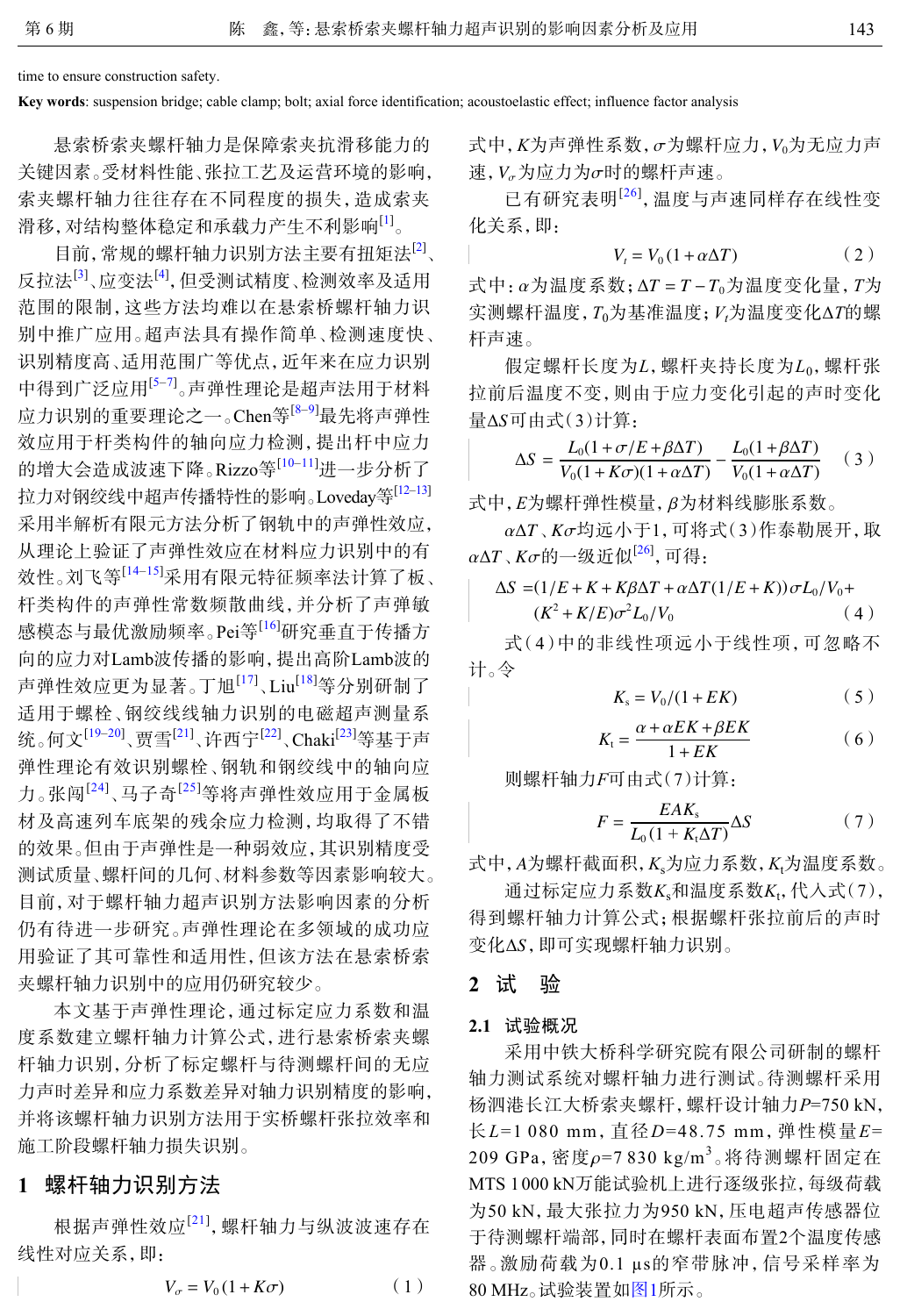time to ensure construction safety.

**Key words**: suspension bridge; cable clamp; bolt; axial force identification; acoustoelastic effect; influence factor analysis

悬索桥索夹螺杆轴力是保障索夹抗滑移能力的关键因素。受材料性能、张拉工艺及运营环境的影响，索夹螺杆轴力往往存在不同程度的损失，造成索夹滑移，对结构整体稳定和承载力产生不利影响[1]。

目前，常规的螺杆轴力识别方法主要有扭矩法[2]、反拉法[3]、应变法[4]，但受测试精度、检测效率及适用范围的限制，这些方法均难以在悬索桥螺杆轴力识别中推广应用。超声法具有操作简单、检测速度快、识别精度高、适用范围广等优点，近年来在应力识别中得到广泛应用[5−7]。声弹性理论是超声法用于材料应力识别的重要理论之一。Chen等[8−9]最先将声弹性效应应用于杆类构件的轴向应力检测，提出杆中应力的增大会造成波速下降。Rizzo等[10−11]进一步分析了拉力对钢绞线中超声传播特性的影响。Loveday等[12−13]采用半解析有限元方法分析了钢轨中的声弹性效应，从理论上验证了声弹性效应在材料应力识别中的有效性。刘飞等[14−15]采用有限元特征频率法计算了板、杆类构件的声弹性常数频散曲线，并分析了声弹敏感模态与最优激励频率。Pei等[16]研究垂直于传播方向的应力对Lamb波传播的影响，提出高阶Lamb波的声弹性效应更为显著。丁旭[17]、Liu[18]等分别研制了适用于螺栓、钢绞线轴力识别的电磁超声测量系统。何文[19−20]、贾雪[21]、许西宁[22]、Chaki[23]等基于声弹性理论有效识别螺栓、钢轨和钢绞线中的轴向应力。张闯[24]、马子奇[25]等将声弹性效应应用于金属板材及高速列车底架的残余应力检测，均取得了不错的效果。但由于声弹性是一种弱效应，其识别精度受测试质量、螺杆间的几何、材料参数等因素影响较大。目前，对于螺杆轴力超声识别方法影响因素的分析仍有待进一步研究。声弹性理论在多领域的成功应用验证了其可靠性和适用性，但该方法在悬索桥索夹螺杆轴力识别中的应用仍研究较少。

本文基于声弹性理论，通过标定应力系数和温度系数建立螺杆轴力计算公式，进行悬索桥索夹螺杆轴力识别，分析了标定螺杆与待测螺杆间的无应力声时差异和应力系数差异对轴力识别精度的影响，并将该螺杆轴力识别方法用于实桥螺杆张拉效率和施工阶段螺杆轴力损失识别。

## 1 螺杆轴力识别方法

根据声弹性效应[21]，螺杆轴力与纵波波速存在线性对应关系，即：

$$V_\sigma = V_0(1+K\sigma) \tag{1}$$

式中，$K$为声弹性系数，$\sigma$为螺杆应力，$V_0$为无应力声速，$V_\sigma$为应力为$\sigma$时的螺杆声速。

已有研究表明[26]，温度与声速同样存在线性变化关系，即：

$$V_t = V_0(1+\alpha\Delta T) \tag{2}$$

式中：$\alpha$为温度系数；$\Delta T = T - T_0$为温度变化量，$T$为实测螺杆温度，$T_0$为基准温度；$V_t$为温度变化$\Delta T$的螺杆声速。

假定螺杆长度为$L$，螺杆夹持长度为$L_0$，螺杆张拉前后温度不变，则由于应力变化引起的声时变化量$\Delta S$可由式(3)计算：

$$\Delta S = \frac{L_0(1+\sigma/E+\beta\Delta T)}{V_0(1+K\sigma)(1+\alpha\Delta T)} - \frac{L_0(1+\beta\Delta T)}{V_0(1+\alpha\Delta T)} \tag{3}$$

式中，$E$为螺杆弹性模量，$\beta$为材料线膨胀系数。

$\alpha\Delta T$、$K\sigma$均远小于1，可将式(3)作泰勒展开，取$\alpha\Delta T$、$K\sigma$的一级近似[26]，可得：

$$\begin{aligned}\Delta S =& (1/E + K + K\beta\Delta T + \alpha\Delta T(1/E+K))\sigma L_0/V_0 + \\ & (K^2 + K/E)\sigma^2 L_0/V_0\end{aligned} \tag{4}$$

式(4)中的非线性项远小于线性项，可忽略不计。令

$$K_s = V_0/(1+EK) \tag{5}$$

$$K_t = \frac{\alpha+\alpha EK+\beta EK}{1+EK} \tag{6}$$

则螺杆轴力$F$可由式(7)计算：

$$F = \frac{EAK_s}{L_0(1+K_t\Delta T)}\Delta S \tag{7}$$

式中，$A$为螺杆截面积，$K_s$为应力系数，$K_t$为温度系数。

通过标定应力系数$K_s$和温度系数$K_t$，代入式(7)，得到螺杆轴力计算公式；根据螺杆张拉前后的声时变化$\Delta S$，即可实现螺杆轴力识别。

## 2 试 验

### 2.1 试验概况

采用中铁大桥科学研究院有限公司研制的螺杆轴力测试系统对螺杆轴力进行测试。待测螺杆采用杨泗港长江大桥索夹螺杆，螺杆设计轴力$P$=750 kN，长$L$=1 080 mm，直径$D$=48.75 mm，弹性模量$E$=209 GPa，密度$\rho$=7 830 kg/m$^3$。将待测螺杆固定在MTS 1 000 kN万能试验机上进行逐级张拉，每级荷载为50 kN，最大张拉力为950 kN，压电超声传感器位于待测螺杆端部，同时在螺杆表面布置2个温度传感器。激励荷载为0.1 μs的窄带脉冲，信号采样率为80 MHz。试验装置如图1所示。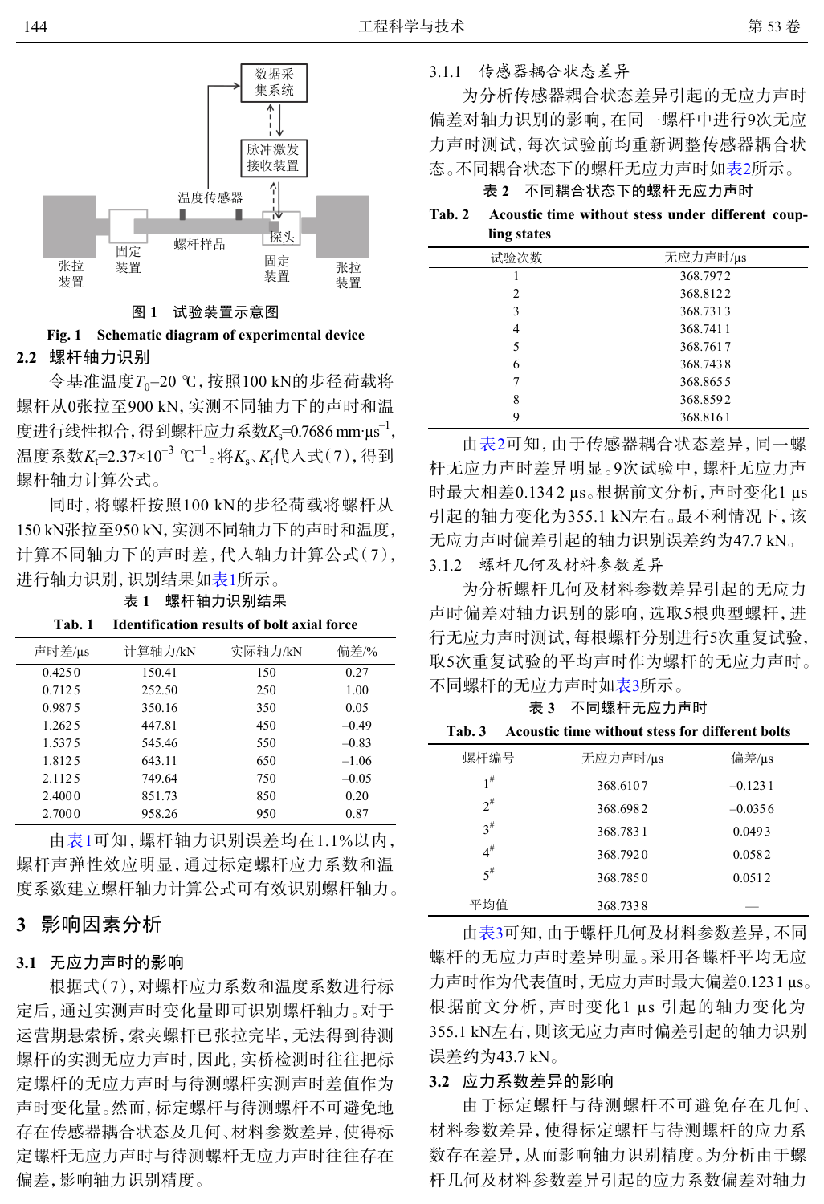图 1　试验装置示意图

**Fig. 1　Schematic diagram of experimental device**

## 2.2　螺杆轴力识别

令基准温度$T_0$=20 ℃，按照100 kN的步径荷载将螺杆从0张拉至900 kN，实测不同轴力下的声时和温度进行线性拟合，得到螺杆应力系数$K_s$=0.7686 mm·μs$^{-1}$，温度系数$K_t$=2.37×10$^{-3}$ ℃$^{-1}$。将$K_s$、$K_t$代入式(7)，得到螺杆轴力计算公式。

同时，将螺杆按照100 kN的步径荷载将螺杆从150 kN张拉至950 kN，实测不同轴力下的声时和温度，计算不同轴力下的声时差，代入轴力计算公式(7)，进行轴力识别，识别结果如表1所示。

表 1　螺杆轴力识别结果

**Tab. 1　Identification results of bolt axial force**

| 声时差/μs | 计算轴力/kN | 实际轴力/kN | 偏差/% |
|---|---|---|---|
| 0.4250 | 150.41 | 150 | 0.27 |
| 0.7125 | 252.50 | 250 | 1.00 |
| 0.9875 | 350.16 | 350 | 0.05 |
| 1.2625 | 447.81 | 450 | –0.49 |
| 1.5375 | 545.46 | 550 | –0.83 |
| 1.8125 | 643.11 | 650 | –1.06 |
| 2.1125 | 749.64 | 750 | –0.05 |
| 2.4000 | 851.73 | 850 | 0.20 |
| 2.7000 | 958.26 | 950 | 0.87 |

由表1可知，螺杆轴力识别误差均在1.1%以内，螺杆声弹性效应明显，通过标定螺杆应力系数和温度系数建立螺杆轴力计算公式可有效识别螺杆轴力。

# 3　影响因素分析

## 3.1　无应力声时的影响

根据式(7)，对螺杆应力系数和温度系数进行标定后，通过实测声时变化量即可识别螺杆轴力。对于运营期悬索桥，索夹螺杆已张拉完毕，无法得到待测螺杆的实测无应力声时，因此，实桥检测时往往把标定螺杆的无应力声时与待测螺杆实测声时差值作为声时变化量。然而，标定螺杆与待测螺杆不可避免地存在传感器耦合状态及几何、材料参数差异，使得标定螺杆无应力声时与待测螺杆无应力声时往往存在偏差，影响轴力识别精度。

### 3.1.1　传感器耦合状态差异

为分析传感器耦合状态差异引起的无应力声时偏差对轴力识别的影响，在同一螺杆中进行9次无应力声时测试，每次试验前均重新调整传感器耦合状态。不同耦合状态下的螺杆无应力声时如表2所示。

表 2　不同耦合状态下的螺杆无应力声时

**Tab. 2　Acoustic time without stess under different coupling states**

| 试验次数 | 无应力声时/μs |
|---|---|
| 1 | 368.7972 |
| 2 | 368.8122 |
| 3 | 368.7313 |
| 4 | 368.7411 |
| 5 | 368.7617 |
| 6 | 368.7438 |
| 7 | 368.8655 |
| 8 | 368.8592 |
| 9 | 368.8161 |

由表2可知，由于传感器耦合状态差异，同一螺杆无应力声时差异明显。9次试验中，螺杆无应力声时最大相差0.1342 μs。根据前文分析，声时变化1 μs引起的轴力变化为355.1 kN左右。最不利情况下，该无应力声时偏差引起的轴力识别误差约为47.7 kN。

### 3.1.2　螺杆几何及材料参数差异

为分析螺杆几何及材料参数差异引起的无应力声时偏差对轴力识别的影响，选取5根典型螺杆，进行无应力声时测试，每根螺杆分别进行5次重复试验，取5次重复试验的平均声时作为螺杆的无应力声时。不同螺杆的无应力声时如表3所示。

表 3　不同螺杆无应力声时

**Tab. 3　Acoustic time without stess for different bolts**

| 螺杆编号 | 无应力声时/μs | 偏差/μs |
|---|---|---|
| 1# | 368.6107 | –0.1231 |
| 2# | 368.6982 | –0.0356 |
| 3# | 368.7831 | 0.0493 |
| 4# | 368.7920 | 0.0582 |
| 5# | 368.7850 | 0.0512 |
| 平均值 | 368.7338 | — |

由表3可知，由于螺杆几何及材料参数差异，不同螺杆的无应力声时差异明显。采用各螺杆平均无应力声时作为代表值时，无应力声时最大偏差0.1231 μs。根据前文分析，声时变化1 μs引起的轴力变化为355.1 kN左右，则该无应力声时偏差引起的轴力识别误差约为43.7 kN。

## 3.2　应力系数差异的影响

由于标定螺杆与待测螺杆不可避免存在几何、材料参数差异，使得标定螺杆与待测螺杆的应力系数存在差异，从而影响轴力识别精度。为分析由于螺杆几何及材料参数差异引起的应力系数偏差对轴力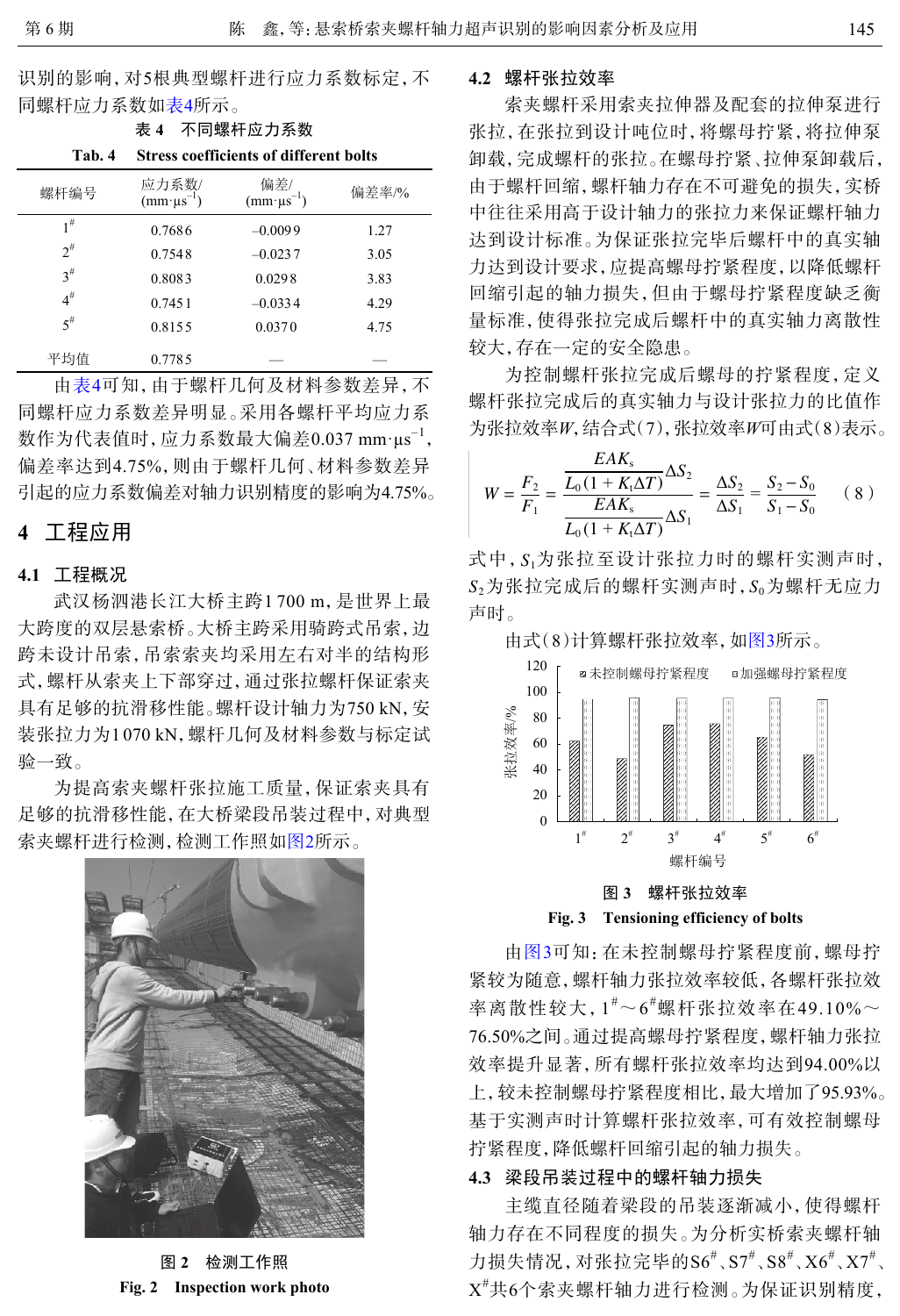识别的影响，对5根典型螺杆进行应力系数标定，不同螺杆应力系数如表4所示。

表 4　不同螺杆应力系数

Tab. 4　Stress coefficients of different bolts

| 螺杆编号 | 应力系数/($mm\cdot\mu s^{-1}$) | 偏差/($mm\cdot\mu s^{-1}$) | 偏差率/% |
|---|---|---|---|
| 1# | 0.7686 | −0.0099 | 1.27 |
| 2# | 0.7548 | −0.0237 | 3.05 |
| 3# | 0.8083 | 0.0298 | 3.83 |
| 4# | 0.7451 | −0.0334 | 4.29 |
| 5# | 0.8155 | 0.0370 | 4.75 |
| 平均值 | 0.7785 | — | — |

由表4可知，由于螺杆几何及材料参数差异，不同螺杆应力系数差异明显。采用各螺杆平均应力系数作为代表值时，应力系数最大偏差0.037 $mm\cdot\mu s^{-1}$，偏差率达到4.75%，则由于螺杆几何、材料参数差异引起的应力系数偏差对轴力识别精度的影响为4.75%。

## 4　工程应用

### 4.1　工程概况

武汉杨泗港长江大桥主跨1 700 m，是世界上最大跨度的双层悬索桥。大桥主跨采用骑跨式吊索，边跨未设计吊索，吊索索夹均采用左右对半的结构形式，螺杆从索夹上下部穿过，通过张拉螺杆保证索夹具有足够的抗滑移性能。螺杆设计轴力为750 kN，安装张拉力为1 070 kN，螺杆几何及材料参数与标定试验一致。

为提高索夹螺杆张拉施工质量，保证索夹具有足够的抗滑移性能，在大桥梁段吊装过程中，对典型索夹螺杆进行检测，检测工作照如图2所示。

图 2　检测工作照

Fig. 2　Inspection work photo

### 4.2　螺杆张拉效率

索夹螺杆采用索夹拉伸器及配套的拉伸泵进行张拉，在张拉到设计吨位时，将螺母拧紧，将拉伸泵卸载，完成螺杆的张拉。在螺母拧紧、拉伸泵卸载后，由于螺杆回缩，螺杆轴力存在不可避免的损失，实桥中往往采用高于设计轴力的张拉力来保证螺杆轴力达到设计标准。为保证张拉完毕后螺杆中的真实轴力达到设计要求，应提高螺母拧紧程度，以降低螺杆回缩引起的轴力损失，但由于螺母拧紧程度缺乏衡量标准，使得张拉完成后螺杆中的真实轴力离散性较大，存在一定的安全隐患。

为控制螺杆张拉完成后螺母的拧紧程度，定义螺杆张拉完成后的真实轴力与设计张拉力的比值作为张拉效率$W$，结合式(7)，张拉效率$W$可由式(8)表示。

$$W=\frac{F_2}{F_1}=\frac{\dfrac{EAK_s}{L_0(1+K_t\Delta T)}\Delta S_2}{\dfrac{EAK_s}{L_0(1+K_t\Delta T)}\Delta S_1}=\frac{\Delta S_2}{\Delta S_1}=\frac{S_2-S_0}{S_1-S_0}\tag{8}$$

式中，$S_1$为张拉至设计张拉力时的螺杆实测声时，$S_2$为张拉完成后的螺杆实测声时，$S_0$为螺杆无应力声时。

由式(8)计算螺杆张拉效率，如图3所示。

图 3　螺杆张拉效率

Fig. 3　Tensioning efficiency of bolts

由图3可知：在未控制螺母拧紧程度前，螺母拧紧较为随意，螺杆轴力张拉效率较低，各螺杆张拉效率离散性较大，1#～6#螺杆张拉效率在49.10%～76.50%之间。通过提高螺母拧紧程度，螺杆轴力张拉效率提升显著，所有螺杆张拉效率均达到94.00%以上，较未控制螺母拧紧程度相比，最大增加了95.93%。基于实测声时计算螺杆张拉效率，可有效控制螺母拧紧程度，降低螺杆回缩引起的轴力损失。

### 4.3　梁段吊装过程中的螺杆轴力损失

主缆直径随着梁段的吊装逐渐减小，使得螺杆轴力存在不同程度的损失。为分析实桥索夹螺杆轴力损失情况，对张拉完毕的S6#、S7#、S8#、X6#、X7#、X#共6个索夹螺杆轴力进行检测。为保证识别精度，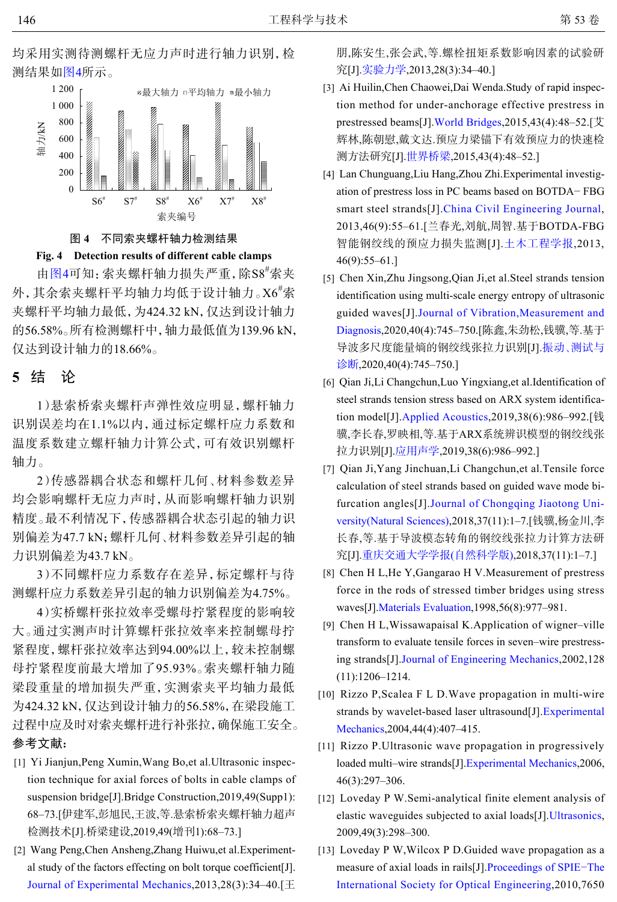均采用实测待测螺杆无应力声时进行轴力识别，检测结果如图4所示。

图 4　不同索夹螺杆轴力检测结果

**Fig. 4　Detection results of different cable clamps**

由图4可知：索夹螺杆轴力损失严重，除S8#索夹外，其余索夹螺杆平均轴力均低于设计轴力。X6#索夹螺杆平均轴力最低，为424.32 kN，仅达到设计轴力的56.58%。所有检测螺杆中，轴力最低值为139.96 kN，仅达到设计轴力的18.66%。

## 5 结　论

1）悬索桥索夹螺杆声弹性效应明显，螺杆轴力识别误差均在1.1%以内，通过标定螺杆应力系数和温度系数建立螺杆轴力计算公式，可有效识别螺杆轴力。

2）传感器耦合状态和螺杆几何、材料参数差异均会影响螺杆无应力声时，从而影响螺杆轴力识别精度。最不利情况下，传感器耦合状态引起的轴力识别偏差为47.7 kN；螺杆几何、材料参数差异引起的轴力识别偏差为43.7 kN。

3）不同螺杆应力系数存在差异，标定螺杆与待测螺杆应力系数差异引起的轴力识别偏差为4.75%。

4）实桥螺杆张拉效率受螺母拧紧程度的影响较大。通过实测声时计算螺杆张拉效率来控制螺母拧紧程度，螺杆张拉效率达到94.00%以上，较未控制螺母拧紧程度前最大增加了95.93%。索夹螺杆轴力随梁段重量的增加损失严重，实测索夹平均轴力最低为424.32 kN，仅达到设计轴力的56.58%，在梁段施工过程中应及时对索夹螺杆进行补张拉，确保施工安全。

**参考文献：**

[1] Yi Jianjun,Peng Xumin,Wang Bo,et al.Ultrasonic inspection technique for axial forces of bolts in cable clamps of suspension bridge[J].Bridge Construction,2019,49(Suppl1):68–73.[伊建军,彭旭民,王波,等.悬索桥索夹螺杆轴力超声检测技术[J].桥梁建设,2019,49(增刊1):68–73.]

[2] Wang Peng,Chen Ansheng,Zhang Huiwu,et al.Experimental study of the factors effecting on bolt torque coefficient[J].Journal of Experimental Mechanics,2013,28(3):34–40.[王朋,陈安生,张会武,等.螺栓扭矩系数影响因素的试验研究[J].实验力学,2013,28(3):34–40.]

[3] Ai Huilin,Chen Chaowei,Dai Wenda.Study of rapid inspection method for under-anchorage effective prestress in prestressed beams[J].World Bridges,2015,43(4):48–52.[艾辉林,陈朝慰,戴文达.预应力梁锚下有效预应力的快速检测方法研究[J].世界桥梁,2015,43(4):48–52.]

[4] Lan Chunguang,Liu Hang,Zhou Zhi.Experimental investigation of prestress loss in PC beams based on BOTDA− FBG smart steel strands[J].China Civil Engineering Journal,2013,46(9):55–61.[兰春光,刘航,周智.基于BOTDA-FBG智能钢绞线的预应力损失监测[J].土木工程学报,2013,46(9):55–61.]

[5] Chen Xin,Zhu Jingsong,Qian Ji,et al.Steel strands tension identification using multi-scale energy entropy of ultrasonic guided waves[J].Journal of Vibration,Measurement and Diagnosis,2020,40(4):745–750.[陈鑫,朱劲松,钱骥,等.基于导波多尺度能量熵的钢绞线张拉力识别[J].振动、测试与诊断,2020,40(4):745–750.]

[6] Qian Ji,Li Changchun,Luo Yingxiang,et al.Identification of steel strands tension stress based on ARX system identification model[J].Applied Acoustics,2019,38(6):986–992.[钱骥,李长春,罗映相,等.基于ARX系统辨识模型的钢绞线张拉力识别[J].应用声学,2019,38(6):986–992.]

[7] Qian Ji,Yang Jinchuan,Li Changchun,et al.Tensile force calculation of steel strands based on guided wave mode bifurcation angles[J].Journal of Chongqing Jiaotong University(Natural Sciences),2018,37(11):1–7.[钱骥,杨金川,李长春,等.基于导波模态转角的钢绞线张拉力计算方法研究[J].重庆交通大学学报(自然科学版),2018,37(11):1–7.]

[8] Chen H L,He Y,Gangarao H V.Measurement of prestress force in the rods of stressed timber bridges using stress waves[J].Materials Evaluation,1998,56(8):977–981.

[9] Chen H L,Wissawapaisal K.Application of wigner–ville transform to evaluate tensile forces in seven–wire prestressing strands[J].Journal of Engineering Mechanics,2002,128(11):1206–1214.

[10] Rizzo P,Scalea F L D.Wave propagation in multi-wire strands by wavelet-based laser ultrasound[J].Experimental Mechanics,2004,44(4):407–415.

[11] Rizzo P.Ultrasonic wave propagation in progressively loaded multi–wire strands[J].Experimental Mechanics,2006,46(3):297–306.

[12] Loveday P W.Semi-analytical finite element analysis of elastic waveguides subjected to axial loads[J].Ultrasonics,2009,49(3):298–300.

[13] Loveday P W,Wilcox P D.Guided wave propagation as a measure of axial loads in rails[J].Proceedings of SPIE−The International Society for Optical Engineering,2010,7650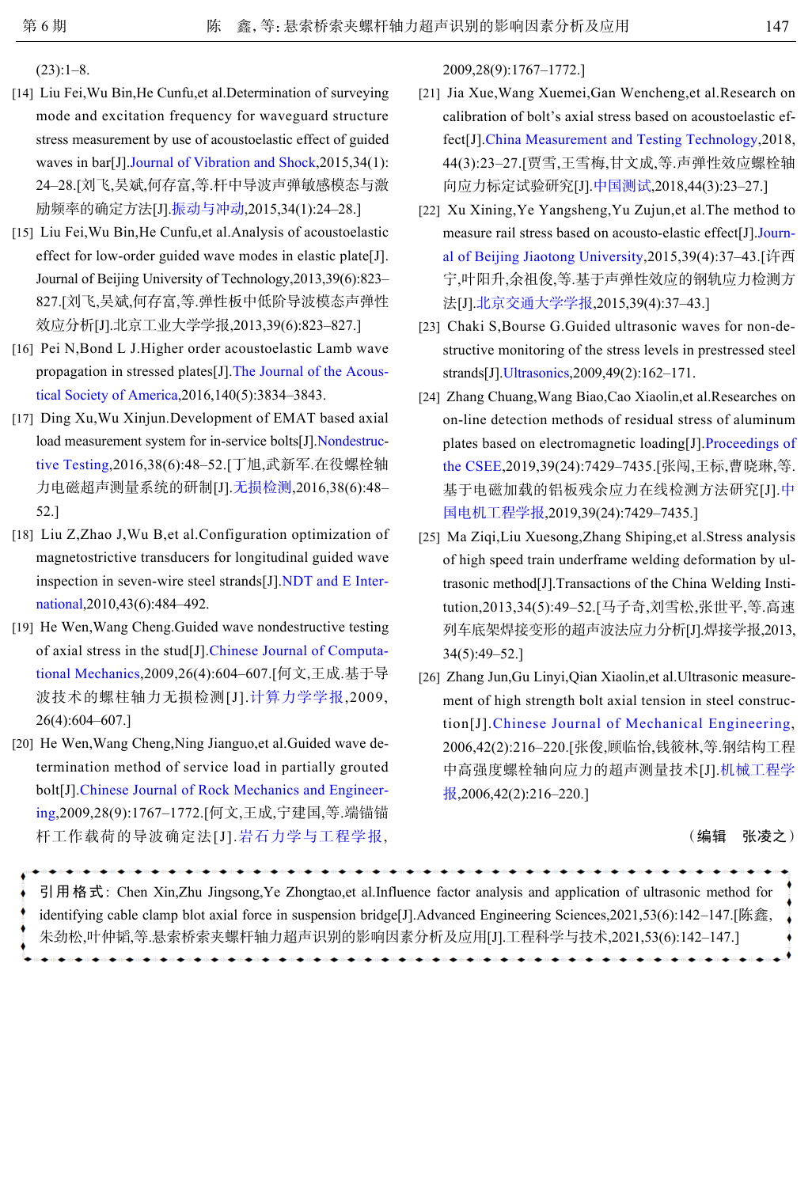(23):1–8.

[14] Liu Fei,Wu Bin,He Cunfu,et al.Determination of surveying mode and excitation frequency for waveguard structure stress measurement by use of acoustoelastic effect of guided waves in bar[J].Journal of Vibration and Shock,2015,34(1):24–28.[刘飞,吴斌,何存富,等.杆中导波声弹敏感模态与激励频率的确定方法[J].振动与冲动,2015,34(1):24–28.]

[15] Liu Fei,Wu Bin,He Cunfu,et al.Analysis of acoustoelastic effect for low-order guided wave modes in elastic plate[J].Journal of Beijing University of Technology,2013,39(6):823–827.[刘飞,吴斌,何存富,等.弹性板中低阶导波模态声弹性效应分析[J].北京工业大学学报,2013,39(6):823–827.]

[16] Pei N,Bond L J.Higher order acoustoelastic Lamb wave propagation in stressed plates[J].The Journal of the Acoustical Society of America,2016,140(5):3834–3843.

[17] Ding Xu,Wu Xinjun.Development of EMAT based axial load measurement system for in-service bolts[J].Nondestructive Testing,2016,38(6):48–52.[丁旭,武新军.在役螺栓轴力电磁超声测量系统的研制[J].无损检测,2016,38(6):48–52.]

[18] Liu Z,Zhao J,Wu B,et al.Configuration optimization of magnetostrictive transducers for longitudinal guided wave inspection in seven-wire steel strands[J].NDT and E International,2010,43(6):484–492.

[19] He Wen,Wang Cheng.Guided wave nondestructive testing of axial stress in the stud[J].Chinese Journal of Computational Mechanics,2009,26(4):604–607.[何文,王成.基于导波技术的螺柱轴力无损检测[J].计算力学学报,2009,26(4):604–607.]

[20] He Wen,Wang Cheng,Ning Jianguo,et al.Guided wave determination method of service load in partially grouted bolt[J].Chinese Journal of Rock Mechanics and Engineering,2009,28(9):1767–1772.[何文,王成,宁建国,等.端锚锚杆工作载荷的导波确定法[J].岩石力学与工程学报,2009,28(9):1767–1772.]

[21] Jia Xue,Wang Xuemei,Gan Wencheng,et al.Research on calibration of bolt's axial stress based on acoustoelastic effect[J].China Measurement and Testing Technology,2018,44(3):23–27.[贾雪,王雪梅,甘文成,等.声弹性效应螺栓轴向应力标定试验研究[J].中国测试,2018,44(3):23–27.]

[22] Xu Xining,Ye Yangsheng,Yu Zujun,et al.The method to measure rail stress based on acousto-elastic effect[J].Journal of Beijing Jiaotong University,2015,39(4):37–43.[许西宁,叶阳升,余祖俊,等.基于声弹性效应的钢轨应力检测方法[J].北京交通大学学报,2015,39(4):37–43.]

[23] Chaki S,Bourse G.Guided ultrasonic waves for non-destructive monitoring of the stress levels in prestressed steel strands[J].Ultrasonics,2009,49(2):162–171.

[24] Zhang Chuang,Wang Biao,Cao Xiaolin,et al.Researches on on-line detection methods of residual stress of aluminum plates based on electromagnetic loading[J].Proceedings of the CSEE,2019,39(24):7429–7435.[张闯,王标,曹晓琳,等.基于电磁加载的铝板残余应力在线检测方法研究[J].中国电机工程学报,2019,39(24):7429–7435.]

[25] Ma Ziqi,Liu Xuesong,Zhang Shiping,et al.Stress analysis of high speed train underframe welding deformation by ultrasonic method[J].Transactions of the China Welding Institution,2013,34(5):49–52.[马子奇,刘雪松,张世平,等.高速列车底架焊接变形的超声波法应力分析[J].焊接学报,2013,34(5):49–52.]

[26] Zhang Jun,Gu Linyi,Qian Xiaolin,et al.Ultrasonic measurement of high strength bolt axial tension in steel construction[J].Chinese Journal of Mechanical Engineering,2006,42(2):216–220.[张俊,顾临怡,钱筱林,等.钢结构工程中高强度螺栓轴向应力的超声测量技术[J].机械工程学报,2006,42(2):216–220.]

（编辑　张凌之）

引用格式：Chen Xin,Zhu Jingsong,Ye Zhongtao,et al.Influence factor analysis and application of ultrasonic method for identifying cable clamp blot axial force in suspension bridge[J].Advanced Engineering Sciences,2021,53(6):142–147.[陈鑫,朱劲松,叶仲韬,等.悬索桥索夹螺杆轴力超声识别的影响因素分析及应用[J].工程科学与技术,2021,53(6):142–147.]